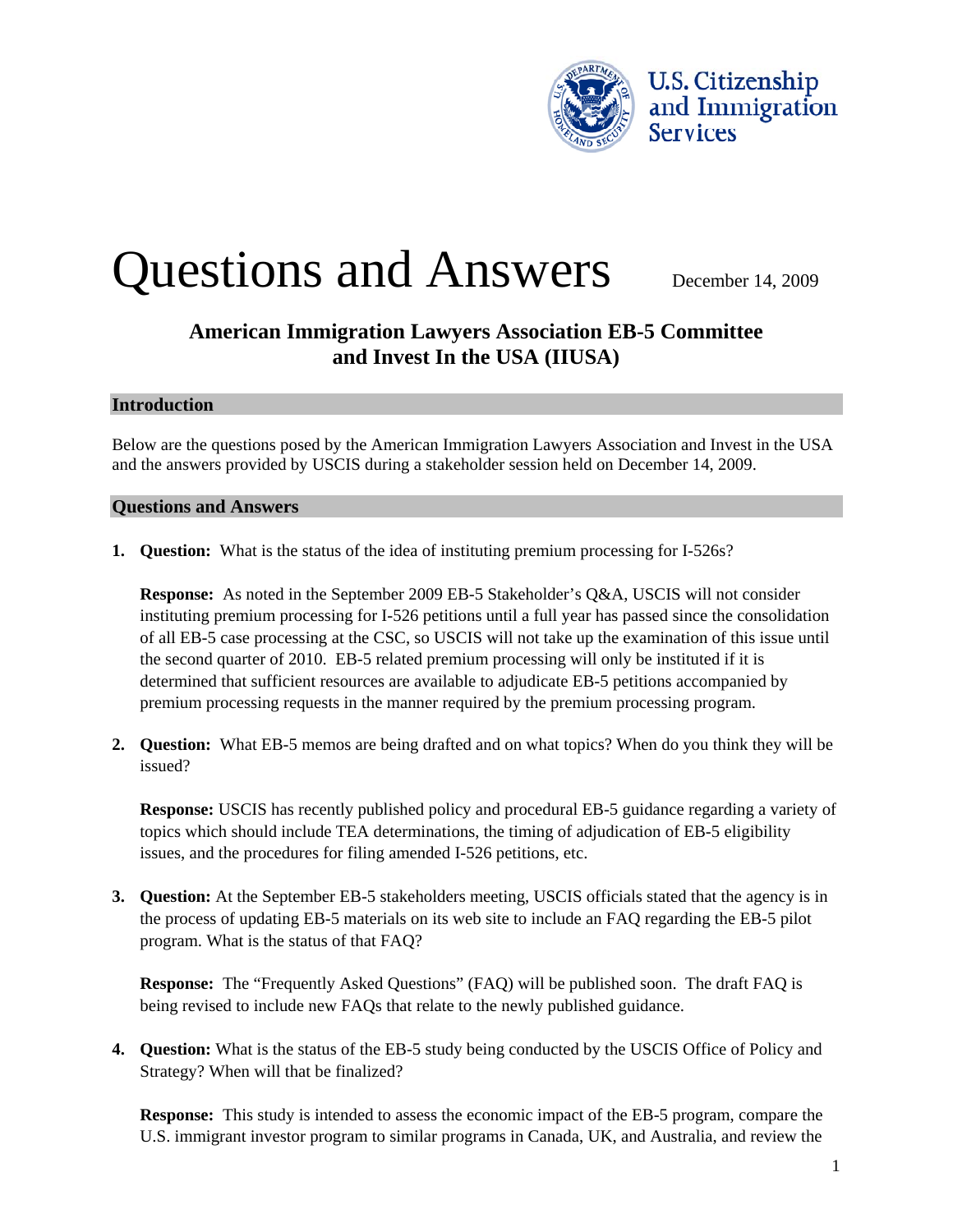U.S. Citizenship and Immigration Services

# Questions and Answers

December 14, 2009

## American Immigration Lawyers Association EB-5 Committee and Invest In the USA (IIUSA)

### Introduction

Below are the questions posed by the American Immigration Lawyers Association and Invest in the USA and the answers provided by USCIS during a stakeholder session held on December 14, 2009.

### Questions and Answers

1. **Question:** What is the status of the idea of instituting premium processing for I-526s?

   **Response:** As noted in the September 2009 EB-5 Stakeholder's Q&A, USCIS will not consider instituting premium processing for I-526 petitions until a full year has passed since the consolidation of all EB-5 case processing at the CSC, so USCIS will not take up the examination of this issue until the second quarter of 2010. EB-5 related premium processing will only be instituted if it is determined that sufficient resources are available to adjudicate EB-5 petitions accompanied by premium processing requests in the manner required by the premium processing program.

2. **Question:** What EB-5 memos are being drafted and on what topics? When do you think they will be issued?

   **Response:** USCIS has recently published policy and procedural EB-5 guidance regarding a variety of topics which should include TEA determinations, the timing of adjudication of EB-5 eligibility issues, and the procedures for filing amended I-526 petitions, etc.

3. **Question:** At the September EB-5 stakeholders meeting, USCIS officials stated that the agency is in the process of updating EB-5 materials on its web site to include an FAQ regarding the EB-5 pilot program. What is the status of that FAQ?

   **Response:** The "Frequently Asked Questions" (FAQ) will be published soon. The draft FAQ is being revised to include new FAQs that relate to the newly published guidance.

4. **Question:** What is the status of the EB-5 study being conducted by the USCIS Office of Policy and Strategy? When will that be finalized?

   **Response:** This study is intended to assess the economic impact of the EB-5 program, compare the U.S. immigrant investor program to similar programs in Canada, UK, and Australia, and review the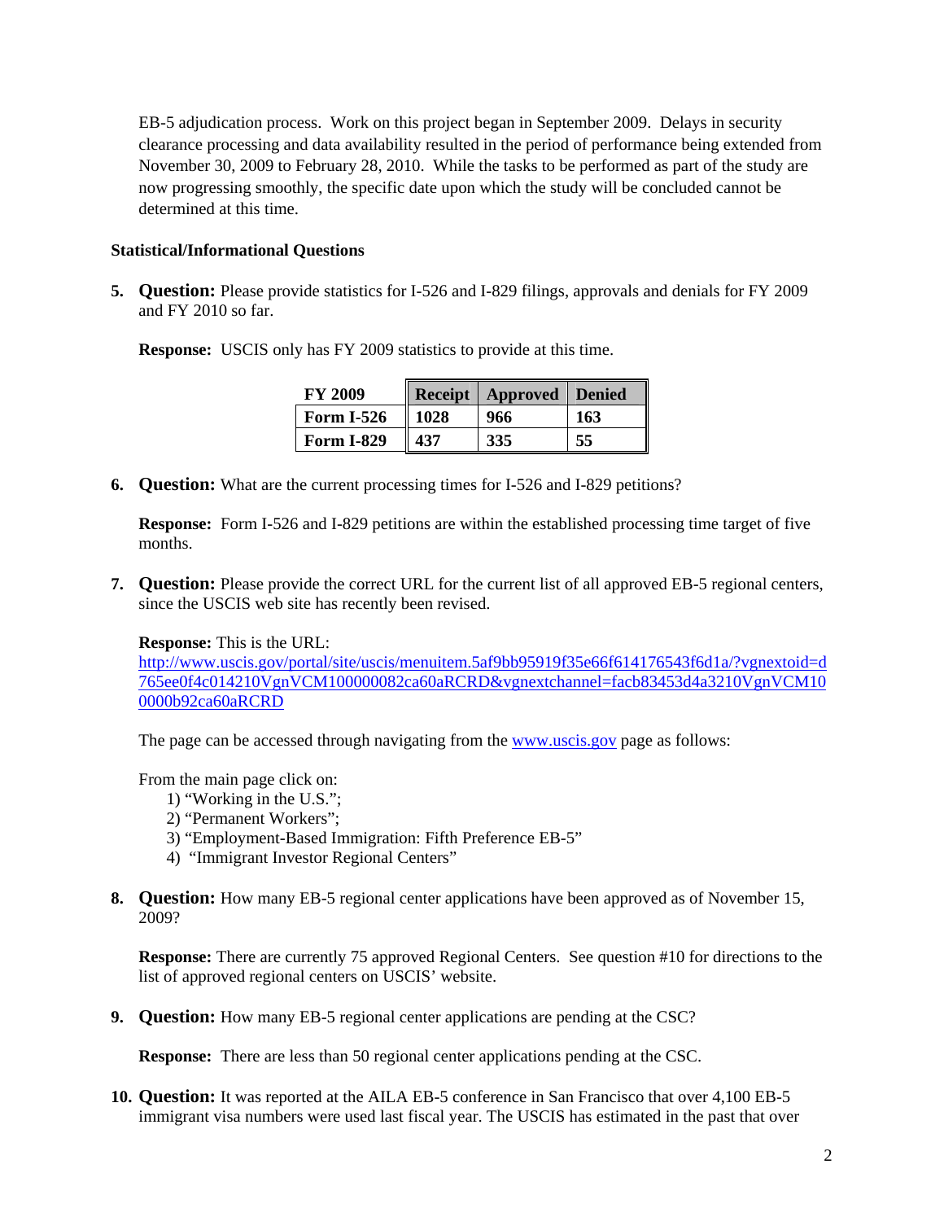EB-5 adjudication process. Work on this project began in September 2009. Delays in security clearance processing and data availability resulted in the period of performance being extended from November 30, 2009 to February 28, 2010. While the tasks to be performed as part of the study are now progressing smoothly, the specific date upon which the study will be concluded cannot be determined at this time.

**Statistical/Informational Questions**

5. **Question:** Please provide statistics for I-526 and I-829 filings, approvals and denials for FY 2009 and FY 2010 so far.

   **Response:** USCIS only has FY 2009 statistics to provide at this time.

| FY 2009 | Receipt | Approved | Denied |
|---|---|---|---|
| **Form I-526** | 1028 | 966 | 163 |
| **Form I-829** | 437 | 335 | 55 |

6. **Question:** What are the current processing times for I-526 and I-829 petitions?

   **Response:** Form I-526 and I-829 petitions are within the established processing time target of five months.

7. **Question:** Please provide the correct URL for the current list of all approved EB-5 regional centers, since the USCIS web site has recently been revised.

   **Response:** This is the URL:
   http://www.uscis.gov/portal/site/uscis/menuitem.5af9bb95919f35e66f614176543f6d1a/?vgnextoid=d765ee0f4c014210VgnVCM100000082ca60aRCRD&vgnextchannel=facb83453d4a3210VgnVCM100000b92ca60aRCRD

   The page can be accessed through navigating from the www.uscis.gov page as follows:

   From the main page click on:
   1) "Working in the U.S.";
   2) "Permanent Workers";
   3) "Employment-Based Immigration: Fifth Preference EB-5"
   4) "Immigrant Investor Regional Centers"

8. **Question:** How many EB-5 regional center applications have been approved as of November 15, 2009?

   **Response:** There are currently 75 approved Regional Centers. See question #10 for directions to the list of approved regional centers on USCIS' website.

9. **Question:** How many EB-5 regional center applications are pending at the CSC?

   **Response:** There are less than 50 regional center applications pending at the CSC.

10. **Question:** It was reported at the AILA EB-5 conference in San Francisco that over 4,100 EB-5 immigrant visa numbers were used last fiscal year. The USCIS has estimated in the past that over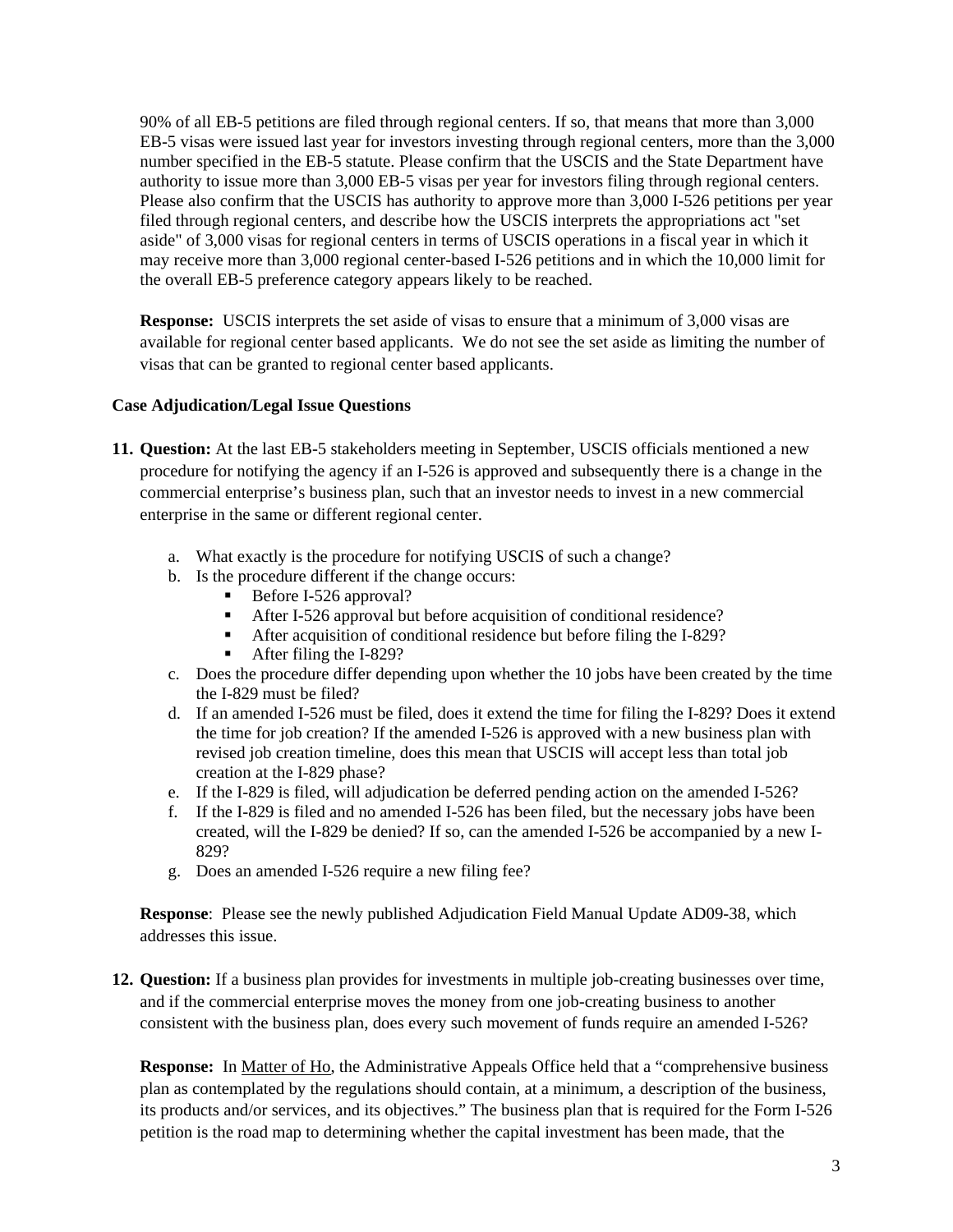90% of all EB-5 petitions are filed through regional centers. If so, that means that more than 3,000 EB-5 visas were issued last year for investors investing through regional centers, more than the 3,000 number specified in the EB-5 statute. Please confirm that the USCIS and the State Department have authority to issue more than 3,000 EB-5 visas per year for investors filing through regional centers. Please also confirm that the USCIS has authority to approve more than 3,000 I-526 petitions per year filed through regional centers, and describe how the USCIS interprets the appropriations act "set aside" of 3,000 visas for regional centers in terms of USCIS operations in a fiscal year in which it may receive more than 3,000 regional center-based I-526 petitions and in which the 10,000 limit for the overall EB-5 preference category appears likely to be reached.

**Response:** USCIS interprets the set aside of visas to ensure that a minimum of 3,000 visas are available for regional center based applicants. We do not see the set aside as limiting the number of visas that can be granted to regional center based applicants.

**Case Adjudication/Legal Issue Questions**

11. **Question:** At the last EB-5 stakeholders meeting in September, USCIS officials mentioned a new procedure for notifying the agency if an I-526 is approved and subsequently there is a change in the commercial enterprise's business plan, such that an investor needs to invest in a new commercial enterprise in the same or different regional center.

    a. What exactly is the procedure for notifying USCIS of such a change?
    b. Is the procedure different if the change occurs:
        - Before I-526 approval?
        - After I-526 approval but before acquisition of conditional residence?
        - After acquisition of conditional residence but before filing the I-829?
        - After filing the I-829?
    c. Does the procedure differ depending upon whether the 10 jobs have been created by the time the I-829 must be filed?
    d. If an amended I-526 must be filed, does it extend the time for filing the I-829? Does it extend the time for job creation? If the amended I-526 is approved with a new business plan with revised job creation timeline, does this mean that USCIS will accept less than total job creation at the I-829 phase?
    e. If the I-829 is filed, will adjudication be deferred pending action on the amended I-526?
    f. If the I-829 is filed and no amended I-526 has been filed, but the necessary jobs have been created, will the I-829 be denied? If so, can the amended I-526 be accompanied by a new I-829?
    g. Does an amended I-526 require a new filing fee?

    **Response**: Please see the newly published Adjudication Field Manual Update AD09-38, which addresses this issue.

12. **Question:** If a business plan provides for investments in multiple job-creating businesses over time, and if the commercial enterprise moves the money from one job-creating business to another consistent with the business plan, does every such movement of funds require an amended I-526?

    **Response:** In Matter of Ho, the Administrative Appeals Office held that a "comprehensive business plan as contemplated by the regulations should contain, at a minimum, a description of the business, its products and/or services, and its objectives." The business plan that is required for the Form I-526 petition is the road map to determining whether the capital investment has been made, that the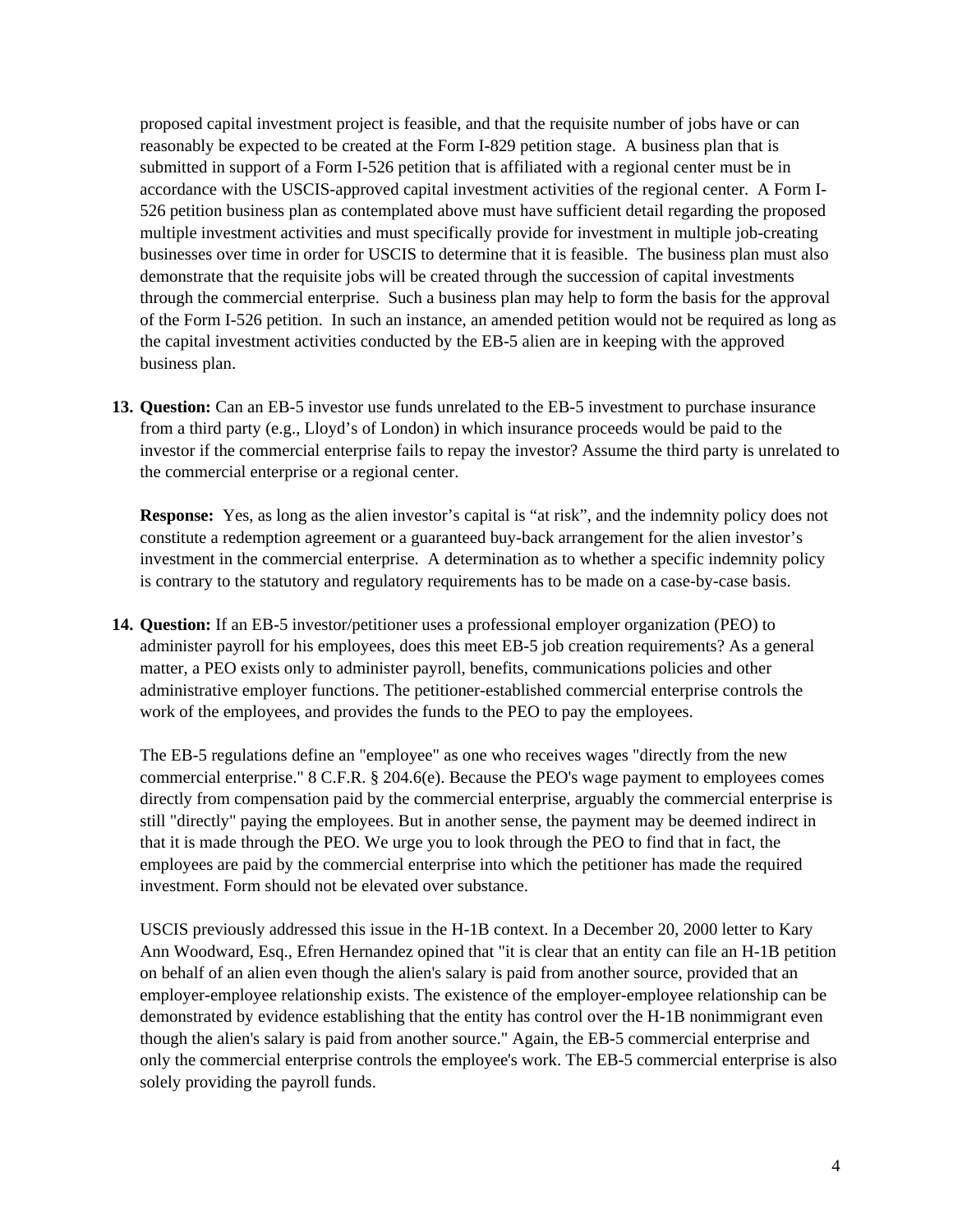proposed capital investment project is feasible, and that the requisite number of jobs have or can reasonably be expected to be created at the Form I-829 petition stage. A business plan that is submitted in support of a Form I-526 petition that is affiliated with a regional center must be in accordance with the USCIS-approved capital investment activities of the regional center. A Form I-526 petition business plan as contemplated above must have sufficient detail regarding the proposed multiple investment activities and must specifically provide for investment in multiple job-creating businesses over time in order for USCIS to determine that it is feasible. The business plan must also demonstrate that the requisite jobs will be created through the succession of capital investments through the commercial enterprise. Such a business plan may help to form the basis for the approval of the Form I-526 petition. In such an instance, an amended petition would not be required as long as the capital investment activities conducted by the EB-5 alien are in keeping with the approved business plan.

13. **Question:** Can an EB-5 investor use funds unrelated to the EB-5 investment to purchase insurance from a third party (e.g., Lloyd's of London) in which insurance proceeds would be paid to the investor if the commercial enterprise fails to repay the investor? Assume the third party is unrelated to the commercial enterprise or a regional center.

    **Response:** Yes, as long as the alien investor's capital is "at risk", and the indemnity policy does not constitute a redemption agreement or a guaranteed buy-back arrangement for the alien investor's investment in the commercial enterprise. A determination as to whether a specific indemnity policy is contrary to the statutory and regulatory requirements has to be made on a case-by-case basis.

14. **Question:** If an EB-5 investor/petitioner uses a professional employer organization (PEO) to administer payroll for his employees, does this meet EB-5 job creation requirements? As a general matter, a PEO exists only to administer payroll, benefits, communications policies and other administrative employer functions. The petitioner-established commercial enterprise controls the work of the employees, and provides the funds to the PEO to pay the employees.

    The EB-5 regulations define an "employee" as one who receives wages "directly from the new commercial enterprise." 8 C.F.R. § 204.6(e). Because the PEO's wage payment to employees comes directly from compensation paid by the commercial enterprise, arguably the commercial enterprise is still "directly" paying the employees. But in another sense, the payment may be deemed indirect in that it is made through the PEO. We urge you to look through the PEO to find that in fact, the employees are paid by the commercial enterprise into which the petitioner has made the required investment. Form should not be elevated over substance.

    USCIS previously addressed this issue in the H-1B context. In a December 20, 2000 letter to Kary Ann Woodward, Esq., Efren Hernandez opined that "it is clear that an entity can file an H-1B petition on behalf of an alien even though the alien's salary is paid from another source, provided that an employer-employee relationship exists. The existence of the employer-employee relationship can be demonstrated by evidence establishing that the entity has control over the H-1B nonimmigrant even though the alien's salary is paid from another source." Again, the EB-5 commercial enterprise and only the commercial enterprise controls the employee's work. The EB-5 commercial enterprise is also solely providing the payroll funds.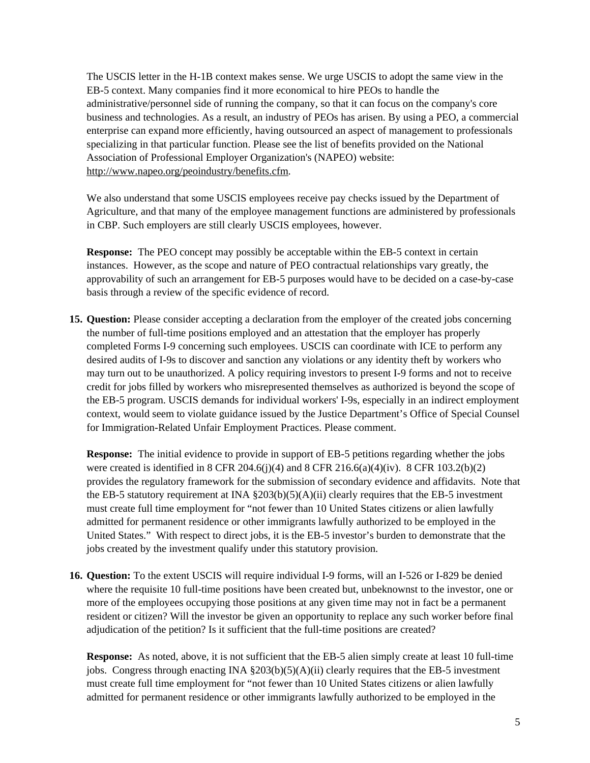The USCIS letter in the H-1B context makes sense. We urge USCIS to adopt the same view in the EB-5 context. Many companies find it more economical to hire PEOs to handle the administrative/personnel side of running the company, so that it can focus on the company's core business and technologies. As a result, an industry of PEOs has arisen. By using a PEO, a commercial enterprise can expand more efficiently, having outsourced an aspect of management to professionals specializing in that particular function. Please see the list of benefits provided on the National Association of Professional Employer Organization's (NAPEO) website: http://www.napeo.org/peoindustry/benefits.cfm.

We also understand that some USCIS employees receive pay checks issued by the Department of Agriculture, and that many of the employee management functions are administered by professionals in CBP. Such employers are still clearly USCIS employees, however.

**Response:** The PEO concept may possibly be acceptable within the EB-5 context in certain instances. However, as the scope and nature of PEO contractual relationships vary greatly, the approvability of such an arrangement for EB-5 purposes would have to be decided on a case-by-case basis through a review of the specific evidence of record.

15. **Question:** Please consider accepting a declaration from the employer of the created jobs concerning the number of full-time positions employed and an attestation that the employer has properly completed Forms I-9 concerning such employees. USCIS can coordinate with ICE to perform any desired audits of I-9s to discover and sanction any violations or any identity theft by workers who may turn out to be unauthorized. A policy requiring investors to present I-9 forms and not to receive credit for jobs filled by workers who misrepresented themselves as authorized is beyond the scope of the EB-5 program. USCIS demands for individual workers' I-9s, especially in an indirect employment context, would seem to violate guidance issued by the Justice Department's Office of Special Counsel for Immigration-Related Unfair Employment Practices. Please comment.

    **Response:** The initial evidence to provide in support of EB-5 petitions regarding whether the jobs were created is identified in 8 CFR 204.6(j)(4) and 8 CFR 216.6(a)(4)(iv). 8 CFR 103.2(b)(2) provides the regulatory framework for the submission of secondary evidence and affidavits. Note that the EB-5 statutory requirement at INA §203(b)(5)(A)(ii) clearly requires that the EB-5 investment must create full time employment for "not fewer than 10 United States citizens or alien lawfully admitted for permanent residence or other immigrants lawfully authorized to be employed in the United States." With respect to direct jobs, it is the EB-5 investor's burden to demonstrate that the jobs created by the investment qualify under this statutory provision.

16. **Question:** To the extent USCIS will require individual I-9 forms, will an I-526 or I-829 be denied where the requisite 10 full-time positions have been created but, unbeknownst to the investor, one or more of the employees occupying those positions at any given time may not in fact be a permanent resident or citizen? Will the investor be given an opportunity to replace any such worker before final adjudication of the petition? Is it sufficient that the full-time positions are created?

    **Response:** As noted, above, it is not sufficient that the EB-5 alien simply create at least 10 full-time jobs. Congress through enacting INA §203(b)(5)(A)(ii) clearly requires that the EB-5 investment must create full time employment for "not fewer than 10 United States citizens or alien lawfully admitted for permanent residence or other immigrants lawfully authorized to be employed in the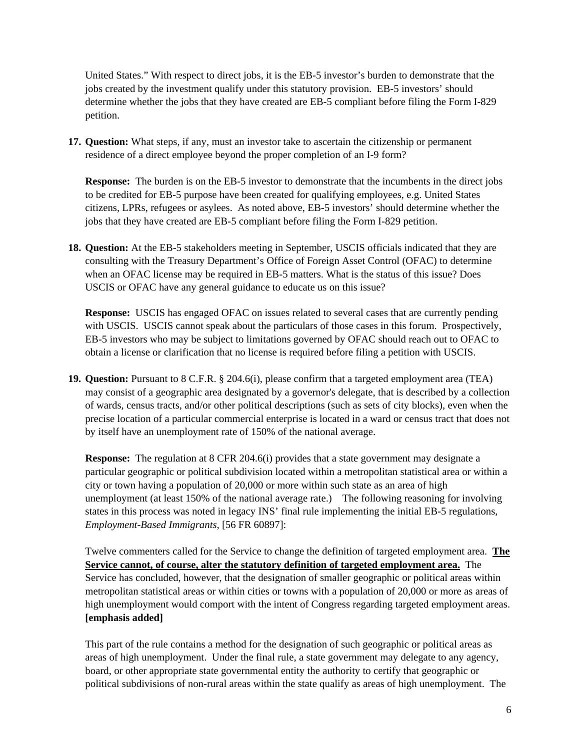United States." With respect to direct jobs, it is the EB-5 investor's burden to demonstrate that the jobs created by the investment qualify under this statutory provision. EB-5 investors' should determine whether the jobs that they have created are EB-5 compliant before filing the Form I-829 petition.

17. **Question:** What steps, if any, must an investor take to ascertain the citizenship or permanent residence of a direct employee beyond the proper completion of an I-9 form?

    **Response:** The burden is on the EB-5 investor to demonstrate that the incumbents in the direct jobs to be credited for EB-5 purpose have been created for qualifying employees, e.g. United States citizens, LPRs, refugees or asylees. As noted above, EB-5 investors' should determine whether the jobs that they have created are EB-5 compliant before filing the Form I-829 petition.

18. **Question:** At the EB-5 stakeholders meeting in September, USCIS officials indicated that they are consulting with the Treasury Department's Office of Foreign Asset Control (OFAC) to determine when an OFAC license may be required in EB-5 matters. What is the status of this issue? Does USCIS or OFAC have any general guidance to educate us on this issue?

    **Response:** USCIS has engaged OFAC on issues related to several cases that are currently pending with USCIS. USCIS cannot speak about the particulars of those cases in this forum. Prospectively, EB-5 investors who may be subject to limitations governed by OFAC should reach out to OFAC to obtain a license or clarification that no license is required before filing a petition with USCIS.

19. **Question:** Pursuant to 8 C.F.R. § 204.6(i), please confirm that a targeted employment area (TEA) may consist of a geographic area designated by a governor's delegate, that is described by a collection of wards, census tracts, and/or other political descriptions (such as sets of city blocks), even when the precise location of a particular commercial enterprise is located in a ward or census tract that does not by itself have an unemployment rate of 150% of the national average.

    **Response:** The regulation at 8 CFR 204.6(i) provides that a state government may designate a particular geographic or political subdivision located within a metropolitan statistical area or within a city or town having a population of 20,000 or more within such state as an area of high unemployment (at least 150% of the national average rate.) The following reasoning for involving states in this process was noted in legacy INS' final rule implementing the initial EB-5 regulations, *Employment-Based Immigrants*, [56 FR 60897]:

    Twelve commenters called for the Service to change the definition of targeted employment area. **The Service cannot, of course, alter the statutory definition of targeted employment area.** The Service has concluded, however, that the designation of smaller geographic or political areas within metropolitan statistical areas or within cities or towns with a population of 20,000 or more as areas of high unemployment would comport with the intent of Congress regarding targeted employment areas. **[emphasis added]**

    This part of the rule contains a method for the designation of such geographic or political areas as areas of high unemployment. Under the final rule, a state government may delegate to any agency, board, or other appropriate state governmental entity the authority to certify that geographic or political subdivisions of non-rural areas within the state qualify as areas of high unemployment. The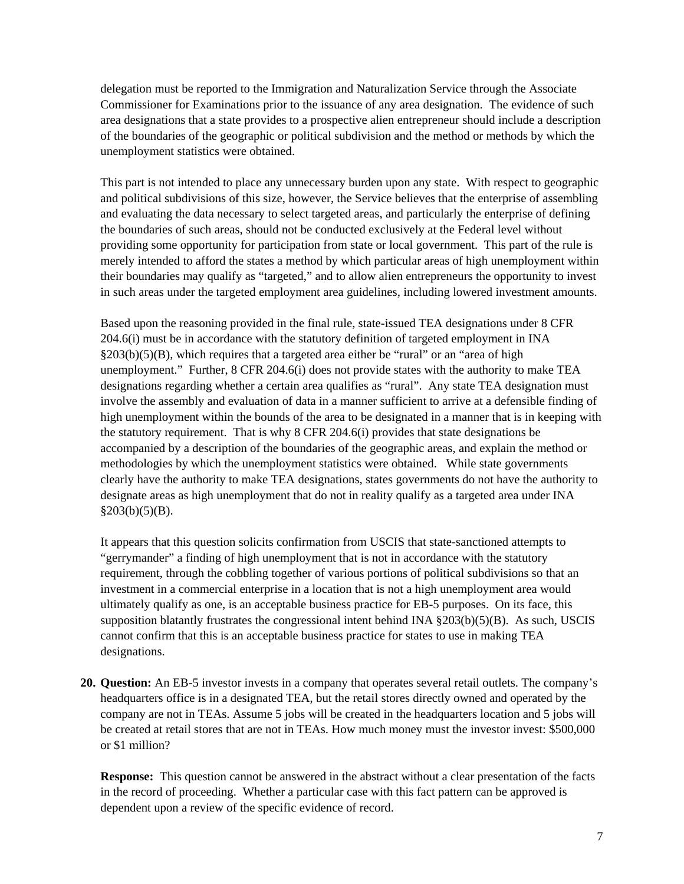delegation must be reported to the Immigration and Naturalization Service through the Associate Commissioner for Examinations prior to the issuance of any area designation. The evidence of such area designations that a state provides to a prospective alien entrepreneur should include a description of the boundaries of the geographic or political subdivision and the method or methods by which the unemployment statistics were obtained.

This part is not intended to place any unnecessary burden upon any state. With respect to geographic and political subdivisions of this size, however, the Service believes that the enterprise of assembling and evaluating the data necessary to select targeted areas, and particularly the enterprise of defining the boundaries of such areas, should not be conducted exclusively at the Federal level without providing some opportunity for participation from state or local government. This part of the rule is merely intended to afford the states a method by which particular areas of high unemployment within their boundaries may qualify as "targeted," and to allow alien entrepreneurs the opportunity to invest in such areas under the targeted employment area guidelines, including lowered investment amounts.

Based upon the reasoning provided in the final rule, state-issued TEA designations under 8 CFR 204.6(i) must be in accordance with the statutory definition of targeted employment in INA §203(b)(5)(B), which requires that a targeted area either be "rural" or an "area of high unemployment." Further, 8 CFR 204.6(i) does not provide states with the authority to make TEA designations regarding whether a certain area qualifies as "rural". Any state TEA designation must involve the assembly and evaluation of data in a manner sufficient to arrive at a defensible finding of high unemployment within the bounds of the area to be designated in a manner that is in keeping with the statutory requirement. That is why 8 CFR 204.6(i) provides that state designations be accompanied by a description of the boundaries of the geographic areas, and explain the method or methodologies by which the unemployment statistics were obtained. While state governments clearly have the authority to make TEA designations, states governments do not have the authority to designate areas as high unemployment that do not in reality qualify as a targeted area under INA §203(b)(5)(B).

It appears that this question solicits confirmation from USCIS that state-sanctioned attempts to "gerrymander" a finding of high unemployment that is not in accordance with the statutory requirement, through the cobbling together of various portions of political subdivisions so that an investment in a commercial enterprise in a location that is not a high unemployment area would ultimately qualify as one, is an acceptable business practice for EB-5 purposes. On its face, this supposition blatantly frustrates the congressional intent behind INA §203(b)(5)(B). As such, USCIS cannot confirm that this is an acceptable business practice for states to use in making TEA designations.

20. **Question:** An EB-5 investor invests in a company that operates several retail outlets. The company's headquarters office is in a designated TEA, but the retail stores directly owned and operated by the company are not in TEAs. Assume 5 jobs will be created in the headquarters location and 5 jobs will be created at retail stores that are not in TEAs. How much money must the investor invest: $500,000 or $1 million?

    **Response:** This question cannot be answered in the abstract without a clear presentation of the facts in the record of proceeding. Whether a particular case with this fact pattern can be approved is dependent upon a review of the specific evidence of record.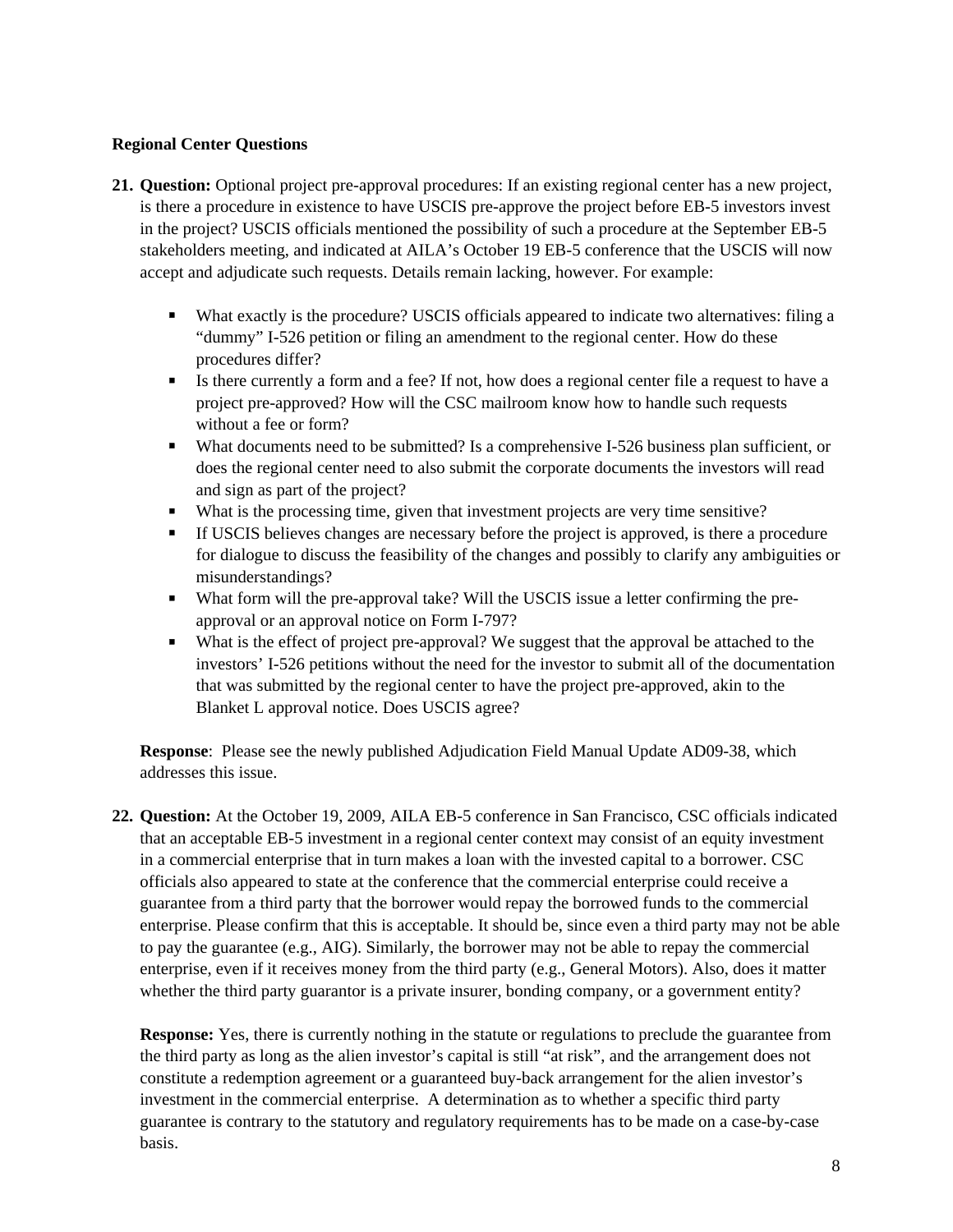**Regional Center Questions**

21. **Question:** Optional project pre-approval procedures: If an existing regional center has a new project, is there a procedure in existence to have USCIS pre-approve the project before EB-5 investors invest in the project? USCIS officials mentioned the possibility of such a procedure at the September EB-5 stakeholders meeting, and indicated at AILA's October 19 EB-5 conference that the USCIS will now accept and adjudicate such requests. Details remain lacking, however. For example:

    - What exactly is the procedure? USCIS officials appeared to indicate two alternatives: filing a "dummy" I-526 petition or filing an amendment to the regional center. How do these procedures differ?
    - Is there currently a form and a fee? If not, how does a regional center file a request to have a project pre-approved? How will the CSC mailroom know how to handle such requests without a fee or form?
    - What documents need to be submitted? Is a comprehensive I-526 business plan sufficient, or does the regional center need to also submit the corporate documents the investors will read and sign as part of the project?
    - What is the processing time, given that investment projects are very time sensitive?
    - If USCIS believes changes are necessary before the project is approved, is there a procedure for dialogue to discuss the feasibility of the changes and possibly to clarify any ambiguities or misunderstandings?
    - What form will the pre-approval take? Will the USCIS issue a letter confirming the pre-approval or an approval notice on Form I-797?
    - What is the effect of project pre-approval? We suggest that the approval be attached to the investors' I-526 petitions without the need for the investor to submit all of the documentation that was submitted by the regional center to have the project pre-approved, akin to the Blanket L approval notice. Does USCIS agree?

    **Response**: Please see the newly published Adjudication Field Manual Update AD09-38, which addresses this issue.

22. **Question:** At the October 19, 2009, AILA EB-5 conference in San Francisco, CSC officials indicated that an acceptable EB-5 investment in a regional center context may consist of an equity investment in a commercial enterprise that in turn makes a loan with the invested capital to a borrower. CSC officials also appeared to state at the conference that the commercial enterprise could receive a guarantee from a third party that the borrower would repay the borrowed funds to the commercial enterprise. Please confirm that this is acceptable. It should be, since even a third party may not be able to pay the guarantee (e.g., AIG). Similarly, the borrower may not be able to repay the commercial enterprise, even if it receives money from the third party (e.g., General Motors). Also, does it matter whether the third party guarantor is a private insurer, bonding company, or a government entity?

    **Response:** Yes, there is currently nothing in the statute or regulations to preclude the guarantee from the third party as long as the alien investor's capital is still "at risk", and the arrangement does not constitute a redemption agreement or a guaranteed buy-back arrangement for the alien investor's investment in the commercial enterprise. A determination as to whether a specific third party guarantee is contrary to the statutory and regulatory requirements has to be made on a case-by-case basis.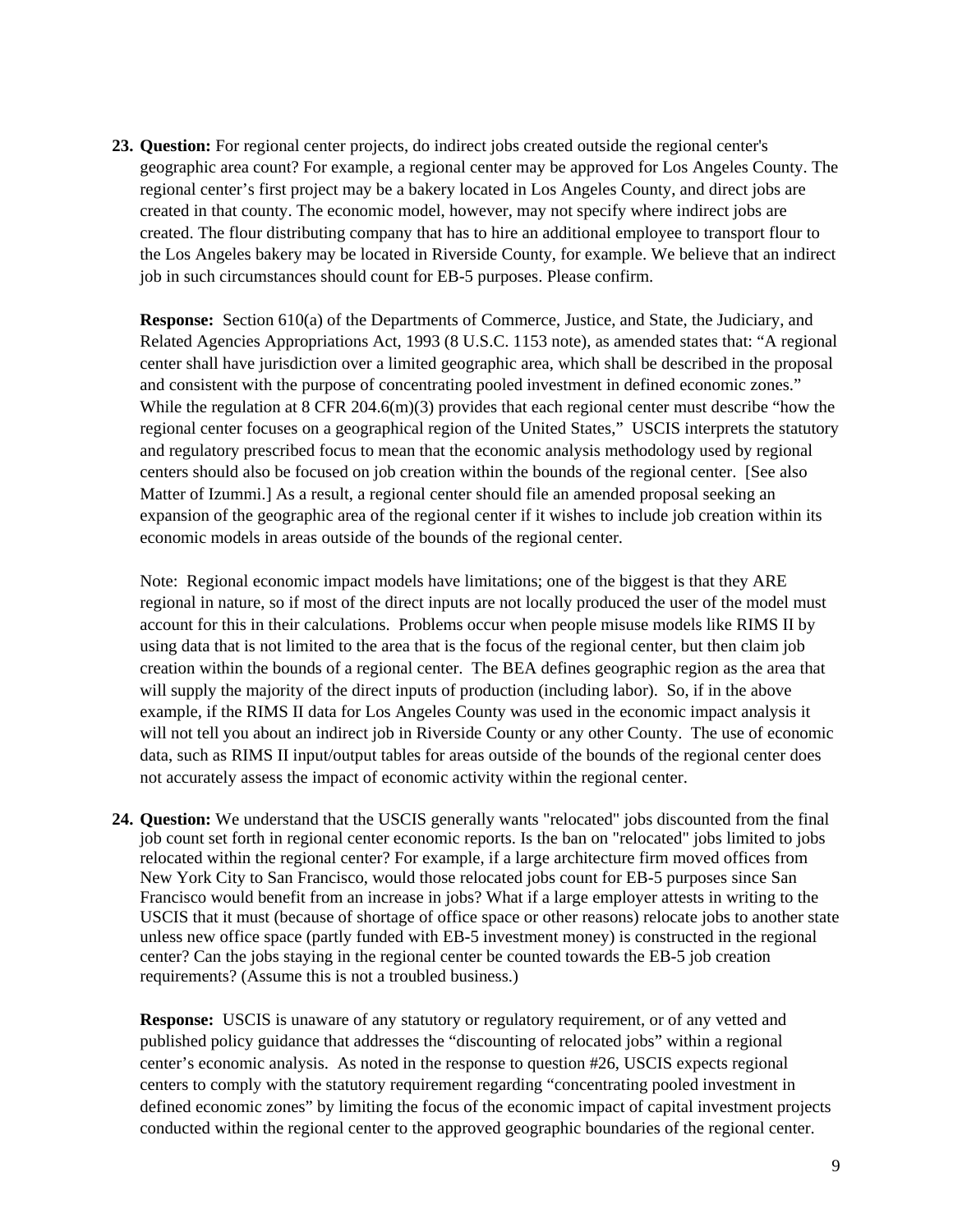23. **Question:** For regional center projects, do indirect jobs created outside the regional center's geographic area count? For example, a regional center may be approved for Los Angeles County. The regional center's first project may be a bakery located in Los Angeles County, and direct jobs are created in that county. The economic model, however, may not specify where indirect jobs are created. The flour distributing company that has to hire an additional employee to transport flour to the Los Angeles bakery may be located in Riverside County, for example. We believe that an indirect job in such circumstances should count for EB-5 purposes. Please confirm.

    **Response:** Section 610(a) of the Departments of Commerce, Justice, and State, the Judiciary, and Related Agencies Appropriations Act, 1993 (8 U.S.C. 1153 note), as amended states that: "A regional center shall have jurisdiction over a limited geographic area, which shall be described in the proposal and consistent with the purpose of concentrating pooled investment in defined economic zones." While the regulation at 8 CFR 204.6(m)(3) provides that each regional center must describe "how the regional center focuses on a geographical region of the United States," USCIS interprets the statutory and regulatory prescribed focus to mean that the economic analysis methodology used by regional centers should also be focused on job creation within the bounds of the regional center. [See also Matter of Izummi.] As a result, a regional center should file an amended proposal seeking an expansion of the geographic area of the regional center if it wishes to include job creation within its economic models in areas outside of the bounds of the regional center.

    Note: Regional economic impact models have limitations; one of the biggest is that they ARE regional in nature, so if most of the direct inputs are not locally produced the user of the model must account for this in their calculations. Problems occur when people misuse models like RIMS II by using data that is not limited to the area that is the focus of the regional center, but then claim job creation within the bounds of a regional center. The BEA defines geographic region as the area that will supply the majority of the direct inputs of production (including labor). So, if in the above example, if the RIMS II data for Los Angeles County was used in the economic impact analysis it will not tell you about an indirect job in Riverside County or any other County. The use of economic data, such as RIMS II input/output tables for areas outside of the bounds of the regional center does not accurately assess the impact of economic activity within the regional center.

24. **Question:** We understand that the USCIS generally wants "relocated" jobs discounted from the final job count set forth in regional center economic reports. Is the ban on "relocated" jobs limited to jobs relocated within the regional center? For example, if a large architecture firm moved offices from New York City to San Francisco, would those relocated jobs count for EB-5 purposes since San Francisco would benefit from an increase in jobs? What if a large employer attests in writing to the USCIS that it must (because of shortage of office space or other reasons) relocate jobs to another state unless new office space (partly funded with EB-5 investment money) is constructed in the regional center? Can the jobs staying in the regional center be counted towards the EB-5 job creation requirements? (Assume this is not a troubled business.)

    **Response:** USCIS is unaware of any statutory or regulatory requirement, or of any vetted and published policy guidance that addresses the "discounting of relocated jobs" within a regional center's economic analysis. As noted in the response to question #26, USCIS expects regional centers to comply with the statutory requirement regarding "concentrating pooled investment in defined economic zones" by limiting the focus of the economic impact of capital investment projects conducted within the regional center to the approved geographic boundaries of the regional center.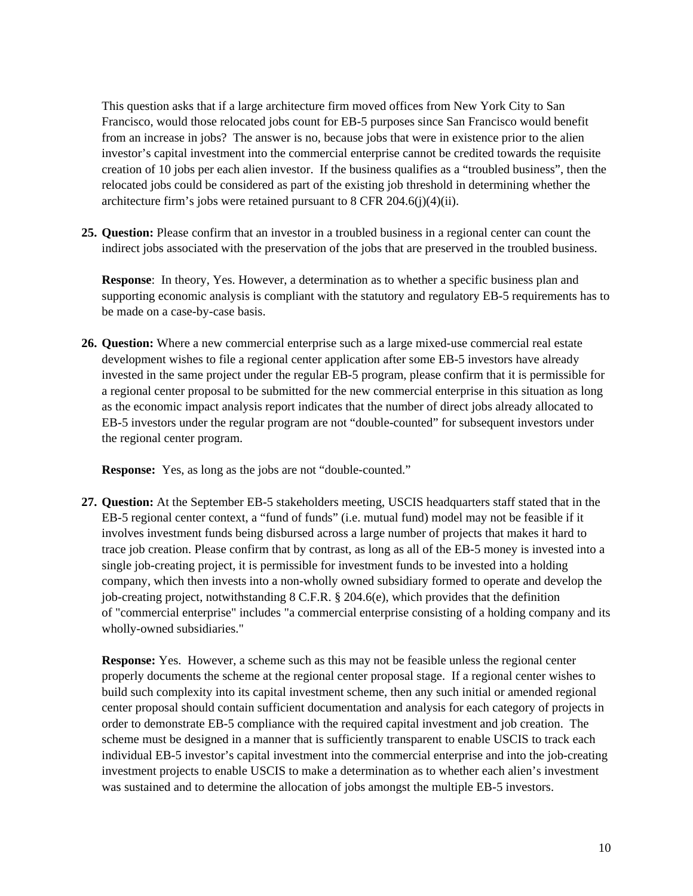This question asks that if a large architecture firm moved offices from New York City to San Francisco, would those relocated jobs count for EB-5 purposes since San Francisco would benefit from an increase in jobs? The answer is no, because jobs that were in existence prior to the alien investor's capital investment into the commercial enterprise cannot be credited towards the requisite creation of 10 jobs per each alien investor. If the business qualifies as a "troubled business", then the relocated jobs could be considered as part of the existing job threshold in determining whether the architecture firm's jobs were retained pursuant to 8 CFR 204.6(j)(4)(ii).

25. **Question:** Please confirm that an investor in a troubled business in a regional center can count the indirect jobs associated with the preservation of the jobs that are preserved in the troubled business.

    **Response**: In theory, Yes. However, a determination as to whether a specific business plan and supporting economic analysis is compliant with the statutory and regulatory EB-5 requirements has to be made on a case-by-case basis.

26. **Question:** Where a new commercial enterprise such as a large mixed-use commercial real estate development wishes to file a regional center application after some EB-5 investors have already invested in the same project under the regular EB-5 program, please confirm that it is permissible for a regional center proposal to be submitted for the new commercial enterprise in this situation as long as the economic impact analysis report indicates that the number of direct jobs already allocated to EB-5 investors under the regular program are not "double-counted" for subsequent investors under the regional center program.

    **Response:** Yes, as long as the jobs are not "double-counted."

27. **Question:** At the September EB-5 stakeholders meeting, USCIS headquarters staff stated that in the EB-5 regional center context, a "fund of funds" (i.e. mutual fund) model may not be feasible if it involves investment funds being disbursed across a large number of projects that makes it hard to trace job creation. Please confirm that by contrast, as long as all of the EB-5 money is invested into a single job-creating project, it is permissible for investment funds to be invested into a holding company, which then invests into a non-wholly owned subsidiary formed to operate and develop the job-creating project, notwithstanding 8 C.F.R. § 204.6(e), which provides that the definition of "commercial enterprise" includes "a commercial enterprise consisting of a holding company and its wholly-owned subsidiaries."

    **Response:** Yes. However, a scheme such as this may not be feasible unless the regional center properly documents the scheme at the regional center proposal stage. If a regional center wishes to build such complexity into its capital investment scheme, then any such initial or amended regional center proposal should contain sufficient documentation and analysis for each category of projects in order to demonstrate EB-5 compliance with the required capital investment and job creation. The scheme must be designed in a manner that is sufficiently transparent to enable USCIS to track each individual EB-5 investor's capital investment into the commercial enterprise and into the job-creating investment projects to enable USCIS to make a determination as to whether each alien's investment was sustained and to determine the allocation of jobs amongst the multiple EB-5 investors.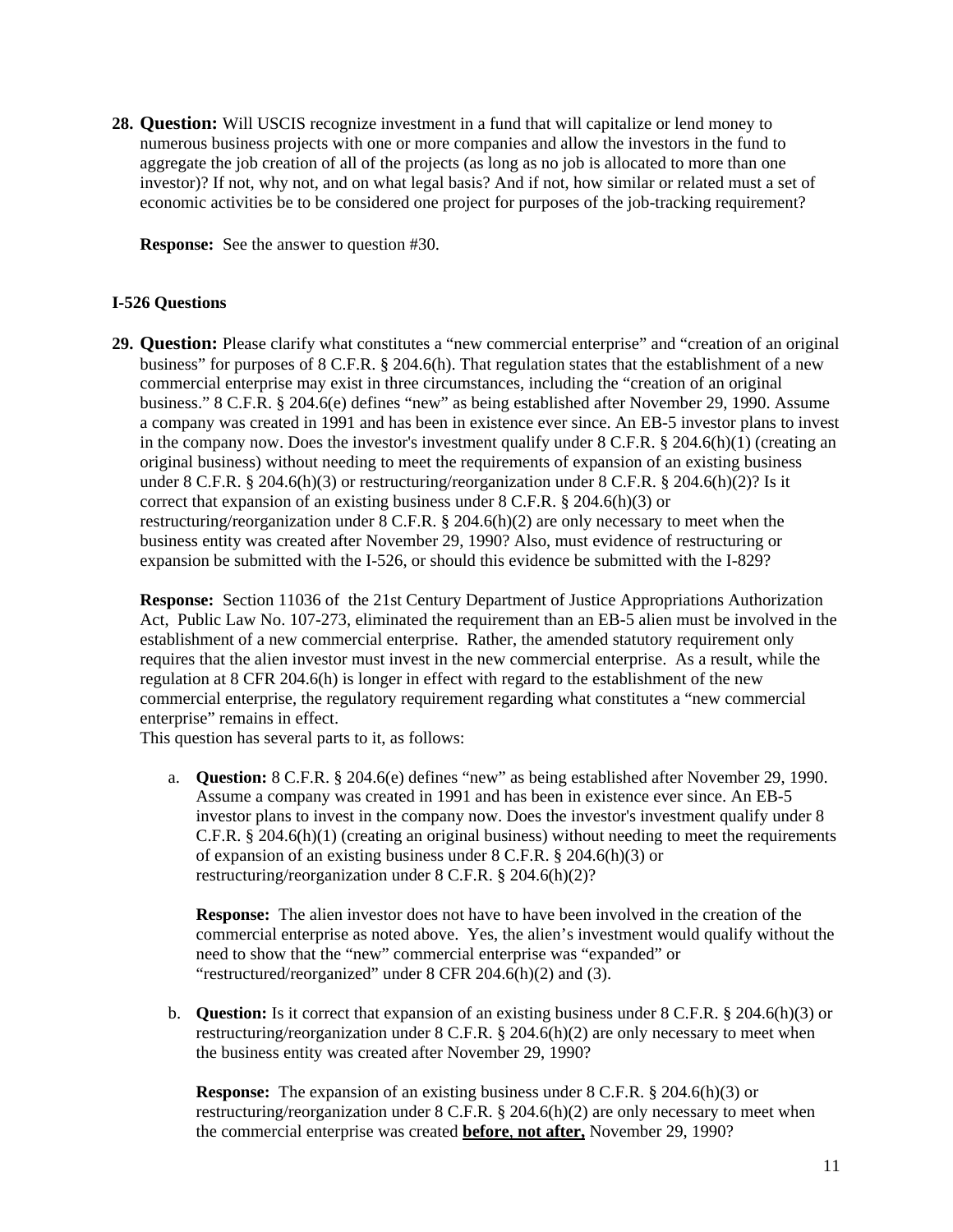**28. Question:** Will USCIS recognize investment in a fund that will capitalize or lend money to numerous business projects with one or more companies and allow the investors in the fund to aggregate the job creation of all of the projects (as long as no job is allocated to more than one investor)? If not, why not, and on what legal basis? And if not, how similar or related must a set of economic activities be to be considered one project for purposes of the job-tracking requirement?

**Response:** See the answer to question #30.

**I-526 Questions**

**29. Question:** Please clarify what constitutes a "new commercial enterprise" and "creation of an original business" for purposes of 8 C.F.R. § 204.6(h). That regulation states that the establishment of a new commercial enterprise may exist in three circumstances, including the "creation of an original business." 8 C.F.R. § 204.6(e) defines "new" as being established after November 29, 1990. Assume a company was created in 1991 and has been in existence ever since. An EB-5 investor plans to invest in the company now. Does the investor's investment qualify under 8 C.F.R. § 204.6(h)(1) (creating an original business) without needing to meet the requirements of expansion of an existing business under 8 C.F.R. § 204.6(h)(3) or restructuring/reorganization under 8 C.F.R. § 204.6(h)(2)? Is it correct that expansion of an existing business under 8 C.F.R. § 204.6(h)(3) or restructuring/reorganization under 8 C.F.R. § 204.6(h)(2) are only necessary to meet when the business entity was created after November 29, 1990? Also, must evidence of restructuring or expansion be submitted with the I-526, or should this evidence be submitted with the I-829?

**Response:** Section 11036 of the 21st Century Department of Justice Appropriations Authorization Act, Public Law No. 107-273, eliminated the requirement than an EB-5 alien must be involved in the establishment of a new commercial enterprise. Rather, the amended statutory requirement only requires that the alien investor must invest in the new commercial enterprise. As a result, while the regulation at 8 CFR 204.6(h) is longer in effect with regard to the establishment of the new commercial enterprise, the regulatory requirement regarding what constitutes a "new commercial enterprise" remains in effect.

This question has several parts to it, as follows:

a. **Question:** 8 C.F.R. § 204.6(e) defines "new" as being established after November 29, 1990. Assume a company was created in 1991 and has been in existence ever since. An EB-5 investor plans to invest in the company now. Does the investor's investment qualify under 8 C.F.R. § 204.6(h)(1) (creating an original business) without needing to meet the requirements of expansion of an existing business under 8 C.F.R. § 204.6(h)(3) or restructuring/reorganization under 8 C.F.R. § 204.6(h)(2)?

   **Response:** The alien investor does not have to have been involved in the creation of the commercial enterprise as noted above. Yes, the alien's investment would qualify without the need to show that the "new" commercial enterprise was "expanded" or "restructured/reorganized" under 8 CFR 204.6(h)(2) and (3).

b. **Question:** Is it correct that expansion of an existing business under 8 C.F.R. § 204.6(h)(3) or restructuring/reorganization under 8 C.F.R. § 204.6(h)(2) are only necessary to meet when the business entity was created after November 29, 1990?

   **Response:** The expansion of an existing business under 8 C.F.R. § 204.6(h)(3) or restructuring/reorganization under 8 C.F.R. § 204.6(h)(2) are only necessary to meet when the commercial enterprise was created **<u>before</u>**, **<u>not after,</u>** November 29, 1990?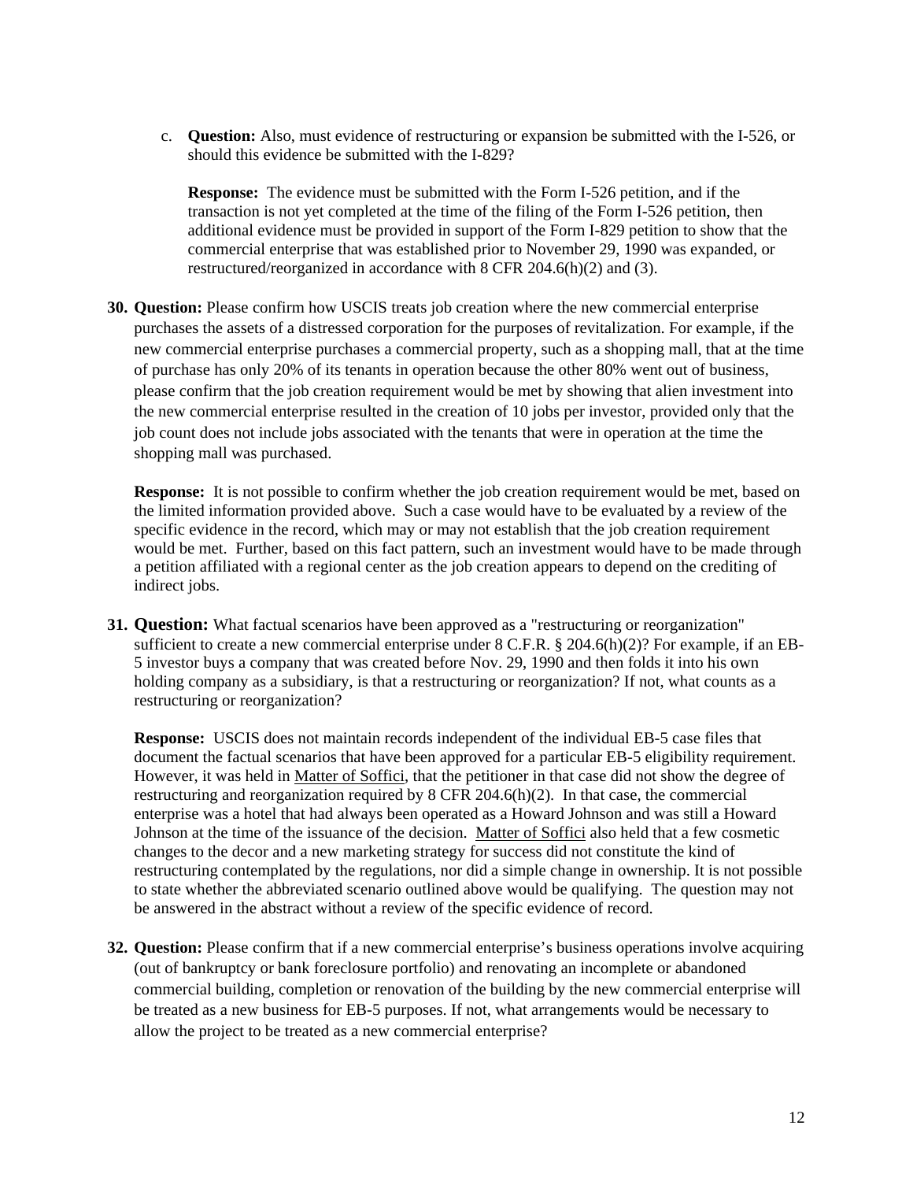c. **Question:** Also, must evidence of restructuring or expansion be submitted with the I-526, or should this evidence be submitted with the I-829?

   **Response:** The evidence must be submitted with the Form I-526 petition, and if the transaction is not yet completed at the time of the filing of the Form I-526 petition, then additional evidence must be provided in support of the Form I-829 petition to show that the commercial enterprise that was established prior to November 29, 1990 was expanded, or restructured/reorganized in accordance with 8 CFR 204.6(h)(2) and (3).

**30. Question:** Please confirm how USCIS treats job creation where the new commercial enterprise purchases the assets of a distressed corporation for the purposes of revitalization. For example, if the new commercial enterprise purchases a commercial property, such as a shopping mall, that at the time of purchase has only 20% of its tenants in operation because the other 80% went out of business, please confirm that the job creation requirement would be met by showing that alien investment into the new commercial enterprise resulted in the creation of 10 jobs per investor, provided only that the job count does not include jobs associated with the tenants that were in operation at the time the shopping mall was purchased.

**Response:** It is not possible to confirm whether the job creation requirement would be met, based on the limited information provided above. Such a case would have to be evaluated by a review of the specific evidence in the record, which may or may not establish that the job creation requirement would be met. Further, based on this fact pattern, such an investment would have to be made through a petition affiliated with a regional center as the job creation appears to depend on the crediting of indirect jobs.

**31. Question:** What factual scenarios have been approved as a "restructuring or reorganization" sufficient to create a new commercial enterprise under 8 C.F.R. § 204.6(h)(2)? For example, if an EB-5 investor buys a company that was created before Nov. 29, 1990 and then folds it into his own holding company as a subsidiary, is that a restructuring or reorganization? If not, what counts as a restructuring or reorganization?

**Response:** USCIS does not maintain records independent of the individual EB-5 case files that document the factual scenarios that have been approved for a particular EB-5 eligibility requirement. However, it was held in Matter of Soffici, that the petitioner in that case did not show the degree of restructuring and reorganization required by 8 CFR 204.6(h)(2). In that case, the commercial enterprise was a hotel that had always been operated as a Howard Johnson and was still a Howard Johnson at the time of the issuance of the decision. Matter of Soffici also held that a few cosmetic changes to the decor and a new marketing strategy for success did not constitute the kind of restructuring contemplated by the regulations, nor did a simple change in ownership. It is not possible to state whether the abbreviated scenario outlined above would be qualifying. The question may not be answered in the abstract without a review of the specific evidence of record.

**32. Question:** Please confirm that if a new commercial enterprise's business operations involve acquiring (out of bankruptcy or bank foreclosure portfolio) and renovating an incomplete or abandoned commercial building, completion or renovation of the building by the new commercial enterprise will be treated as a new business for EB-5 purposes. If not, what arrangements would be necessary to allow the project to be treated as a new commercial enterprise?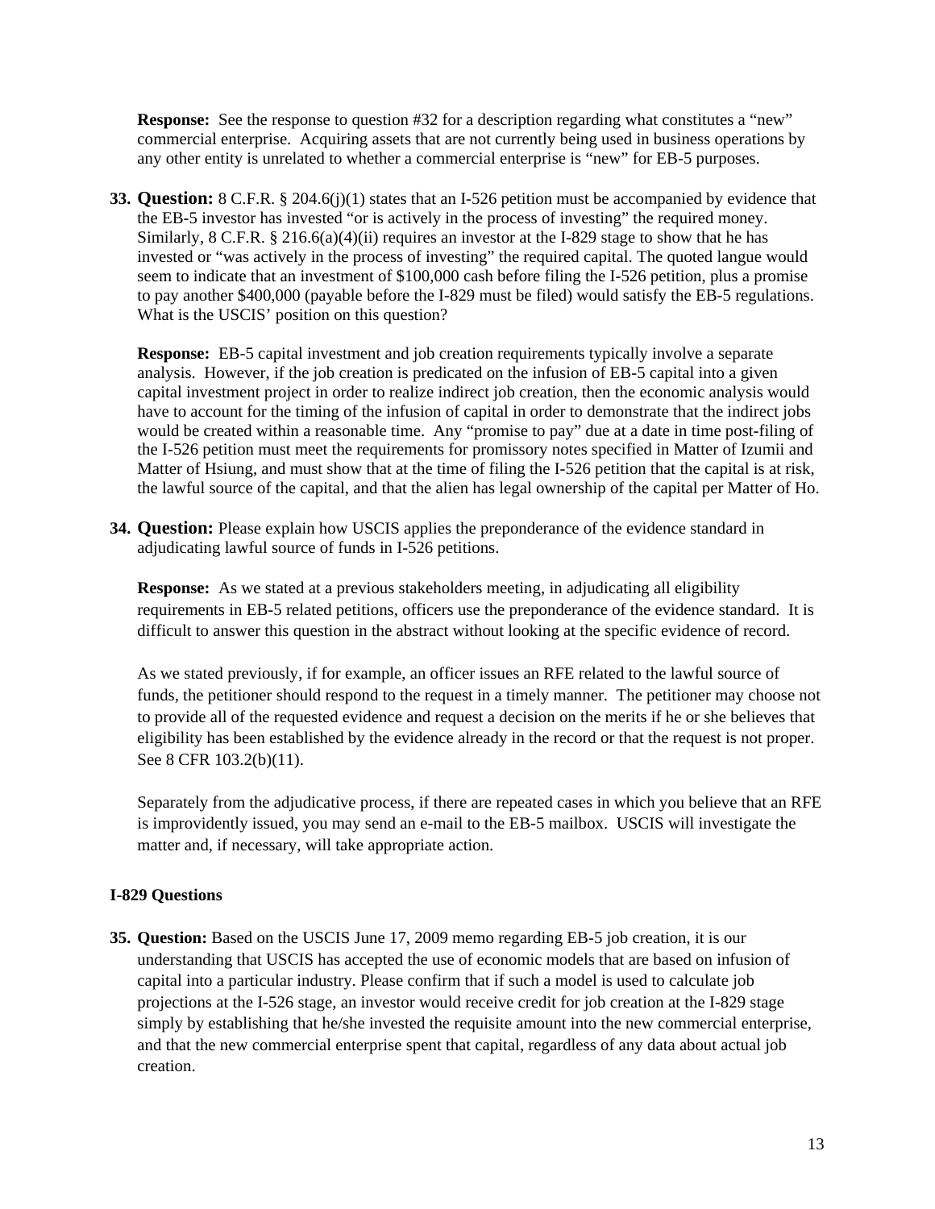**Response:** See the response to question #32 for a description regarding what constitutes a "new" commercial enterprise. Acquiring assets that are not currently being used in business operations by any other entity is unrelated to whether a commercial enterprise is "new" for EB-5 purposes.

33. **Question:** 8 C.F.R. § 204.6(j)(1) states that an I-526 petition must be accompanied by evidence that the EB-5 investor has invested "or is actively in the process of investing" the required money. Similarly, 8 C.F.R. § 216.6(a)(4)(ii) requires an investor at the I-829 stage to show that he has invested or "was actively in the process of investing" the required capital. The quoted langue would seem to indicate that an investment of $100,000 cash before filing the I-526 petition, plus a promise to pay another $400,000 (payable before the I-829 must be filed) would satisfy the EB-5 regulations. What is the USCIS' position on this question?

    **Response:** EB-5 capital investment and job creation requirements typically involve a separate analysis. However, if the job creation is predicated on the infusion of EB-5 capital into a given capital investment project in order to realize indirect job creation, then the economic analysis would have to account for the timing of the infusion of capital in order to demonstrate that the indirect jobs would be created within a reasonable time. Any "promise to pay" due at a date in time post-filing of the I-526 petition must meet the requirements for promissory notes specified in Matter of Izumii and Matter of Hsiung, and must show that at the time of filing the I-526 petition that the capital is at risk, the lawful source of the capital, and that the alien has legal ownership of the capital per Matter of Ho.

34. **Question:** Please explain how USCIS applies the preponderance of the evidence standard in adjudicating lawful source of funds in I-526 petitions.

    **Response:** As we stated at a previous stakeholders meeting, in adjudicating all eligibility requirements in EB-5 related petitions, officers use the preponderance of the evidence standard. It is difficult to answer this question in the abstract without looking at the specific evidence of record.

    As we stated previously, if for example, an officer issues an RFE related to the lawful source of funds, the petitioner should respond to the request in a timely manner. The petitioner may choose not to provide all of the requested evidence and request a decision on the merits if he or she believes that eligibility has been established by the evidence already in the record or that the request is not proper. See 8 CFR 103.2(b)(11).

    Separately from the adjudicative process, if there are repeated cases in which you believe that an RFE is improvidently issued, you may send an e-mail to the EB-5 mailbox. USCIS will investigate the matter and, if necessary, will take appropriate action.

### I-829 Questions

35. **Question:** Based on the USCIS June 17, 2009 memo regarding EB-5 job creation, it is our understanding that USCIS has accepted the use of economic models that are based on infusion of capital into a particular industry. Please confirm that if such a model is used to calculate job projections at the I-526 stage, an investor would receive credit for job creation at the I-829 stage simply by establishing that he/she invested the requisite amount into the new commercial enterprise, and that the new commercial enterprise spent that capital, regardless of any data about actual job creation.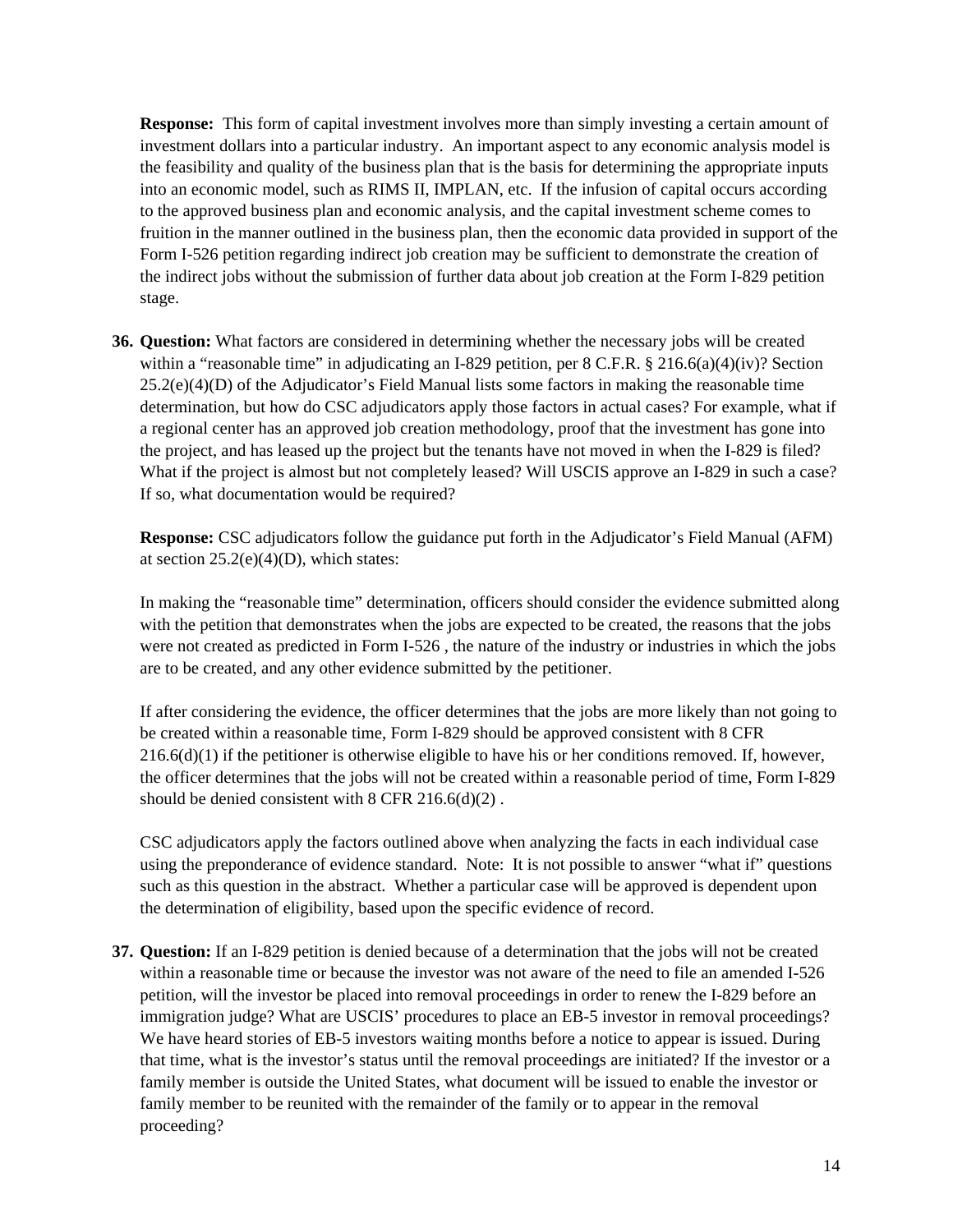**Response:** This form of capital investment involves more than simply investing a certain amount of investment dollars into a particular industry. An important aspect to any economic analysis model is the feasibility and quality of the business plan that is the basis for determining the appropriate inputs into an economic model, such as RIMS II, IMPLAN, etc. If the infusion of capital occurs according to the approved business plan and economic analysis, and the capital investment scheme comes to fruition in the manner outlined in the business plan, then the economic data provided in support of the Form I-526 petition regarding indirect job creation may be sufficient to demonstrate the creation of the indirect jobs without the submission of further data about job creation at the Form I-829 petition stage.

36. **Question:** What factors are considered in determining whether the necessary jobs will be created within a "reasonable time" in adjudicating an I-829 petition, per 8 C.F.R. § 216.6(a)(4)(iv)? Section 25.2(e)(4)(D) of the Adjudicator's Field Manual lists some factors in making the reasonable time determination, but how do CSC adjudicators apply those factors in actual cases? For example, what if a regional center has an approved job creation methodology, proof that the investment has gone into the project, and has leased up the project but the tenants have not moved in when the I-829 is filed? What if the project is almost but not completely leased? Will USCIS approve an I-829 in such a case? If so, what documentation would be required?

    **Response:** CSC adjudicators follow the guidance put forth in the Adjudicator's Field Manual (AFM) at section 25.2(e)(4)(D), which states:

    In making the "reasonable time" determination, officers should consider the evidence submitted along with the petition that demonstrates when the jobs are expected to be created, the reasons that the jobs were not created as predicted in Form I-526 , the nature of the industry or industries in which the jobs are to be created, and any other evidence submitted by the petitioner.

    If after considering the evidence, the officer determines that the jobs are more likely than not going to be created within a reasonable time, Form I-829 should be approved consistent with 8 CFR 216.6(d)(1) if the petitioner is otherwise eligible to have his or her conditions removed. If, however, the officer determines that the jobs will not be created within a reasonable period of time, Form I-829 should be denied consistent with 8 CFR 216.6(d)(2) .

    CSC adjudicators apply the factors outlined above when analyzing the facts in each individual case using the preponderance of evidence standard. Note: It is not possible to answer "what if" questions such as this question in the abstract. Whether a particular case will be approved is dependent upon the determination of eligibility, based upon the specific evidence of record.

37. **Question:** If an I-829 petition is denied because of a determination that the jobs will not be created within a reasonable time or because the investor was not aware of the need to file an amended I-526 petition, will the investor be placed into removal proceedings in order to renew the I-829 before an immigration judge? What are USCIS' procedures to place an EB-5 investor in removal proceedings? We have heard stories of EB-5 investors waiting months before a notice to appear is issued. During that time, what is the investor's status until the removal proceedings are initiated? If the investor or a family member is outside the United States, what document will be issued to enable the investor or family member to be reunited with the remainder of the family or to appear in the removal proceeding?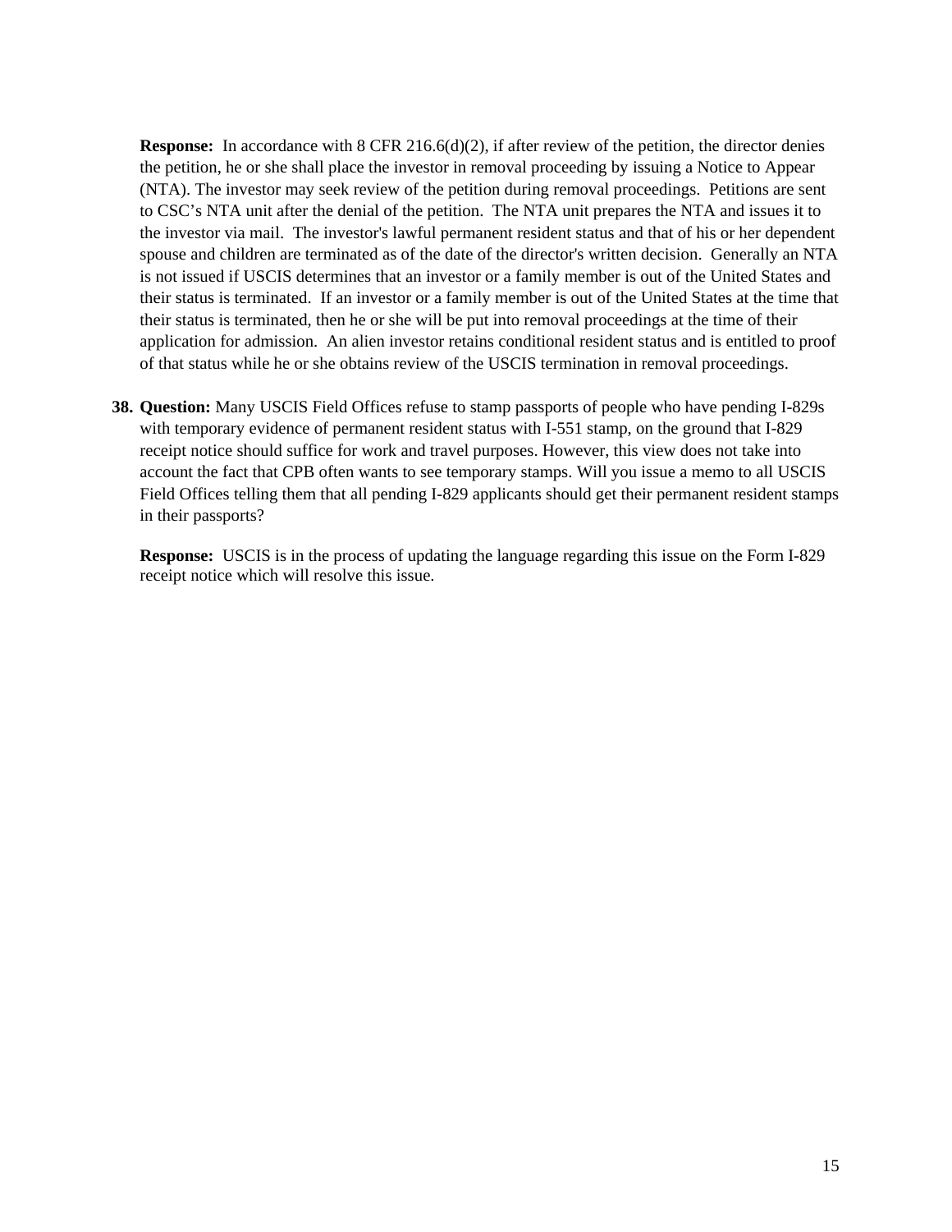**Response:** In accordance with 8 CFR 216.6(d)(2), if after review of the petition, the director denies the petition, he or she shall place the investor in removal proceeding by issuing a Notice to Appear (NTA). The investor may seek review of the petition during removal proceedings. Petitions are sent to CSC's NTA unit after the denial of the petition. The NTA unit prepares the NTA and issues it to the investor via mail. The investor's lawful permanent resident status and that of his or her dependent spouse and children are terminated as of the date of the director's written decision. Generally an NTA is not issued if USCIS determines that an investor or a family member is out of the United States and their status is terminated. If an investor or a family member is out of the United States at the time that their status is terminated, then he or she will be put into removal proceedings at the time of their application for admission. An alien investor retains conditional resident status and is entitled to proof of that status while he or she obtains review of the USCIS termination in removal proceedings.

38. **Question:** Many USCIS Field Offices refuse to stamp passports of people who have pending I-829s with temporary evidence of permanent resident status with I-551 stamp, on the ground that I-829 receipt notice should suffice for work and travel purposes. However, this view does not take into account the fact that CPB often wants to see temporary stamps. Will you issue a memo to all USCIS Field Offices telling them that all pending I-829 applicants should get their permanent resident stamps in their passports?

    **Response:** USCIS is in the process of updating the language regarding this issue on the Form I-829 receipt notice which will resolve this issue.